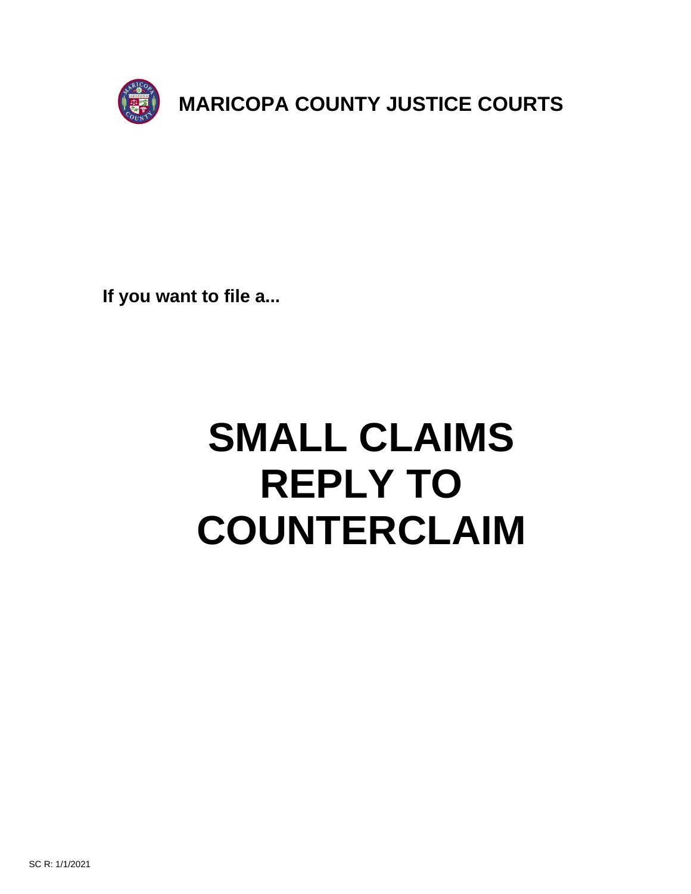# MARICOPA COUNTY JUSTICE COURTS

**If you want to file a...**

# SMALL CLAIMS REPLY TO COUNTERCLAIM

SC R: 1/1/2021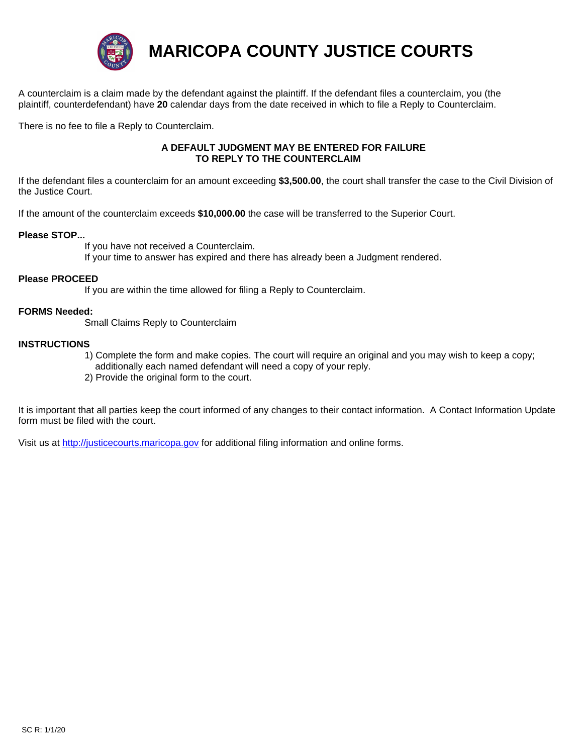# MARICOPA COUNTY JUSTICE COURTS

A counterclaim is a claim made by the defendant against the plaintiff. If the defendant files a counterclaim, you (the plaintiff, counterdefendant) have **20** calendar days from the date received in which to file a Reply to Counterclaim.

There is no fee to file a Reply to Counterclaim.

**A DEFAULT JUDGMENT MAY BE ENTERED FOR FAILURE TO REPLY TO THE COUNTERCLAIM**

If the defendant files a counterclaim for an amount exceeding **$3,500.00**, the court shall transfer the case to the Civil Division of the Justice Court.

If the amount of the counterclaim exceeds **$10,000.00** the case will be transferred to the Superior Court.

**Please STOP...**

If you have not received a Counterclaim.
If your time to answer has expired and there has already been a Judgment rendered.

**Please PROCEED**

If you are within the time allowed for filing a Reply to Counterclaim.

**FORMS Needed:**

Small Claims Reply to Counterclaim

**INSTRUCTIONS**

1) Complete the form and make copies. The court will require an original and you may wish to keep a copy; additionally each named defendant will need a copy of your reply.
2) Provide the original form to the court.

It is important that all parties keep the court informed of any changes to their contact information. A Contact Information Update form must be filed with the court.

Visit us at [http://justicecourts.maricopa.gov](http://justicecourts.maricopa.gov) for additional filing information and online forms.

SC R: 1/1/20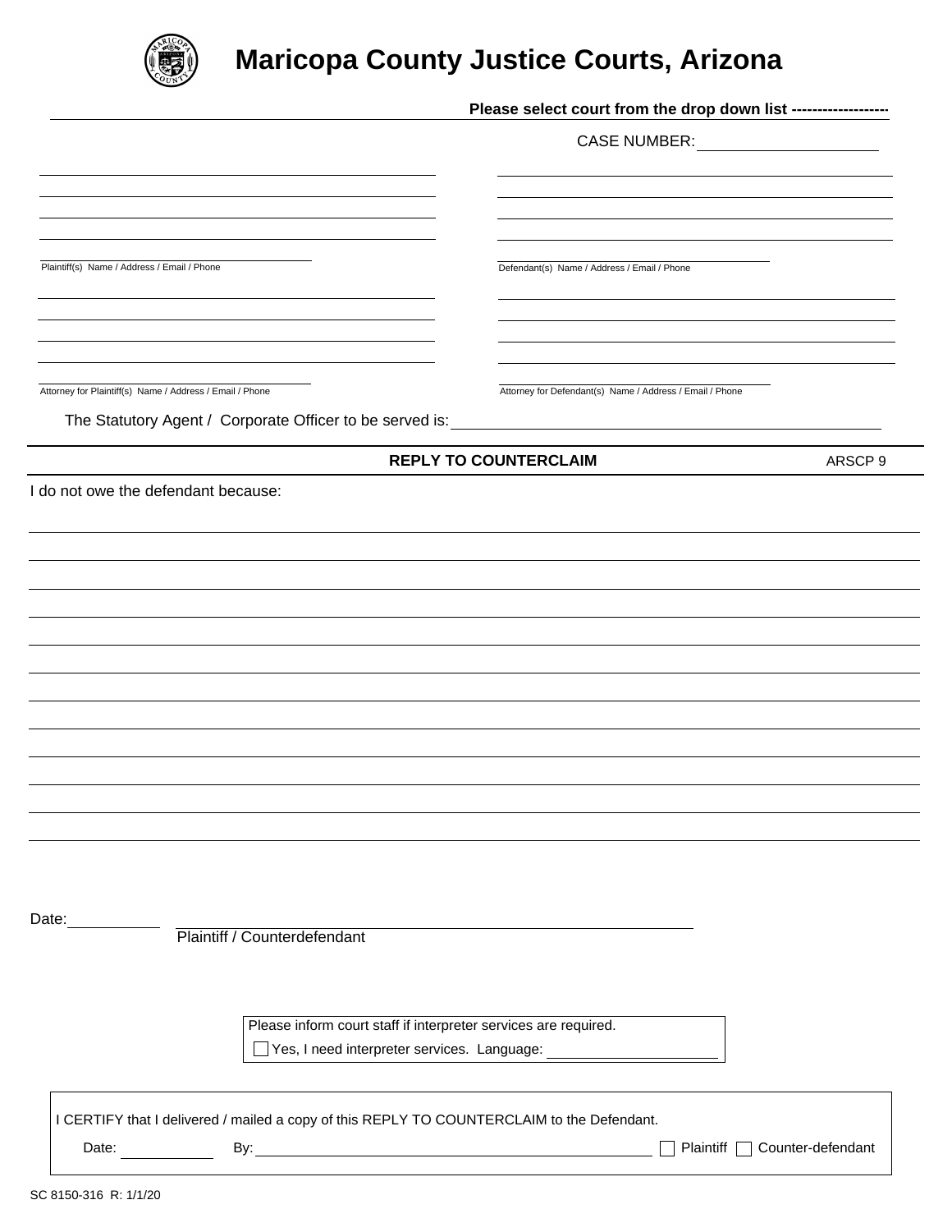# Maricopa County Justice Courts, Arizona

**Please select court from the drop down list -------------------**

CASE NUMBER: ____________________

Plaintiff(s) Name / Address / Email / Phone

Defendant(s) Name / Address / Email / Phone

Attorney for Plaintiff(s) Name / Address / Email / Phone

Attorney for Defendant(s) Name / Address / Email / Phone

The Statutory Agent / Corporate Officer to be served is: ____________________

**REPLY TO COUNTERCLAIM** ARSCP 9

I do not owe the defendant because:

Date: __________ ______________________________
Plaintiff / Counterdefendant

Please inform court staff if interpreter services are required.

☐ Yes, I need interpreter services. Language: ____________________

I CERTIFY that I delivered / mailed a copy of this REPLY TO COUNTERCLAIM to the Defendant.

Date: __________ By: ______________________________ ☐ Plaintiff ☐ Counter-defendant

SC 8150-316 R: 1/1/20